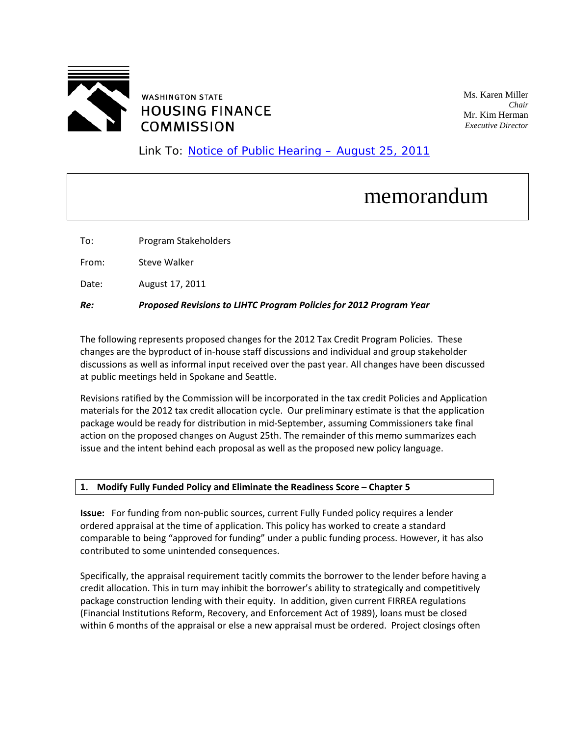WASHINGTON STATE
HOUSING FINANCE COMMISSION

Ms. Karen Miller
*Chair*
Mr. Kim Herman
*Executive Director*

Link To: [Notice of Public Hearing – August 25, 2011]()

# memorandum

To: Program Stakeholders

From: Steve Walker

Date: August 17, 2011

***Re: Proposed Revisions to LIHTC Program Policies for 2012 Program Year***

The following represents proposed changes for the 2012 Tax Credit Program Policies. These changes are the byproduct of in-house staff discussions and individual and group stakeholder discussions as well as informal input received over the past year. All changes have been discussed at public meetings held in Spokane and Seattle.

Revisions ratified by the Commission will be incorporated in the tax credit Policies and Application materials for the 2012 tax credit allocation cycle. Our preliminary estimate is that the application package would be ready for distribution in mid-September, assuming Commissioners take final action on the proposed changes on August 25th. The remainder of this memo summarizes each issue and the intent behind each proposal as well as the proposed new policy language.

## 1. Modify Fully Funded Policy and Eliminate the Readiness Score – Chapter 5

**Issue:** For funding from non-public sources, current Fully Funded policy requires a lender ordered appraisal at the time of application. This policy has worked to create a standard comparable to being "approved for funding" under a public funding process. However, it has also contributed to some unintended consequences.

Specifically, the appraisal requirement tacitly commits the borrower to the lender before having a credit allocation. This in turn may inhibit the borrower's ability to strategically and competitively package construction lending with their equity. In addition, given current FIRREA regulations (Financial Institutions Reform, Recovery, and Enforcement Act of 1989), loans must be closed within 6 months of the appraisal or else a new appraisal must be ordered. Project closings often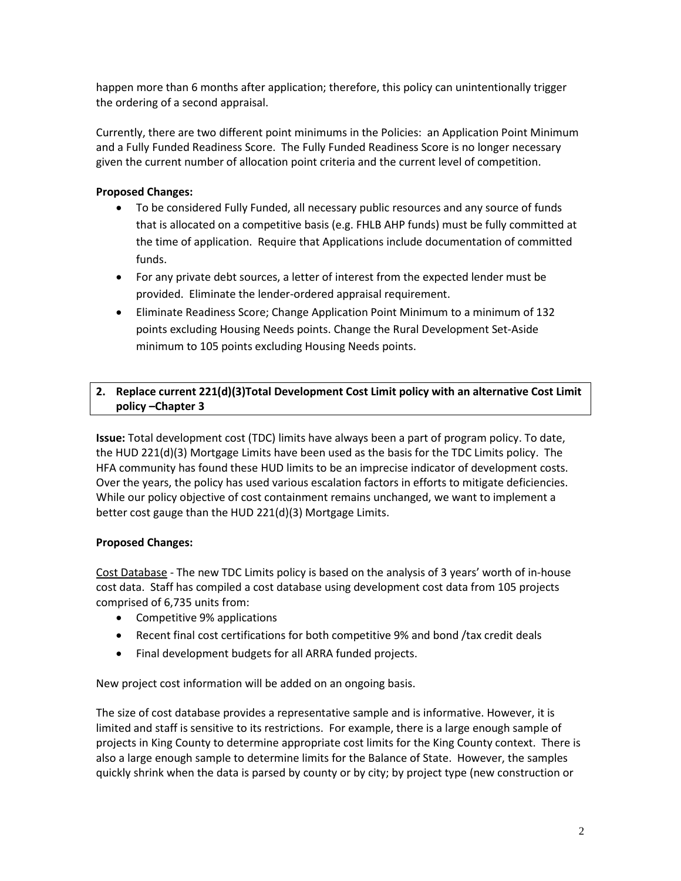happen more than 6 months after application; therefore, this policy can unintentionally trigger the ordering of a second appraisal.

Currently, there are two different point minimums in the Policies: an Application Point Minimum and a Fully Funded Readiness Score. The Fully Funded Readiness Score is no longer necessary given the current number of allocation point criteria and the current level of competition.

**Proposed Changes:**

- To be considered Fully Funded, all necessary public resources and any source of funds that is allocated on a competitive basis (e.g. FHLB AHP funds) must be fully committed at the time of application. Require that Applications include documentation of committed funds.
- For any private debt sources, a letter of interest from the expected lender must be provided. Eliminate the lender-ordered appraisal requirement.
- Eliminate Readiness Score; Change Application Point Minimum to a minimum of 132 points excluding Housing Needs points. Change the Rural Development Set-Aside minimum to 105 points excluding Housing Needs points.

**2. Replace current 221(d)(3)Total Development Cost Limit policy with an alternative Cost Limit policy –Chapter 3**

**Issue:** Total development cost (TDC) limits have always been a part of program policy. To date, the HUD 221(d)(3) Mortgage Limits have been used as the basis for the TDC Limits policy. The HFA community has found these HUD limits to be an imprecise indicator of development costs. Over the years, the policy has used various escalation factors in efforts to mitigate deficiencies. While our policy objective of cost containment remains unchanged, we want to implement a better cost gauge than the HUD 221(d)(3) Mortgage Limits.

**Proposed Changes:**

Cost Database - The new TDC Limits policy is based on the analysis of 3 years' worth of in-house cost data. Staff has compiled a cost database using development cost data from 105 projects comprised of 6,735 units from:

- Competitive 9% applications
- Recent final cost certifications for both competitive 9% and bond /tax credit deals
- Final development budgets for all ARRA funded projects.

New project cost information will be added on an ongoing basis.

The size of cost database provides a representative sample and is informative. However, it is limited and staff is sensitive to its restrictions. For example, there is a large enough sample of projects in King County to determine appropriate cost limits for the King County context. There is also a large enough sample to determine limits for the Balance of State. However, the samples quickly shrink when the data is parsed by county or by city; by project type (new construction or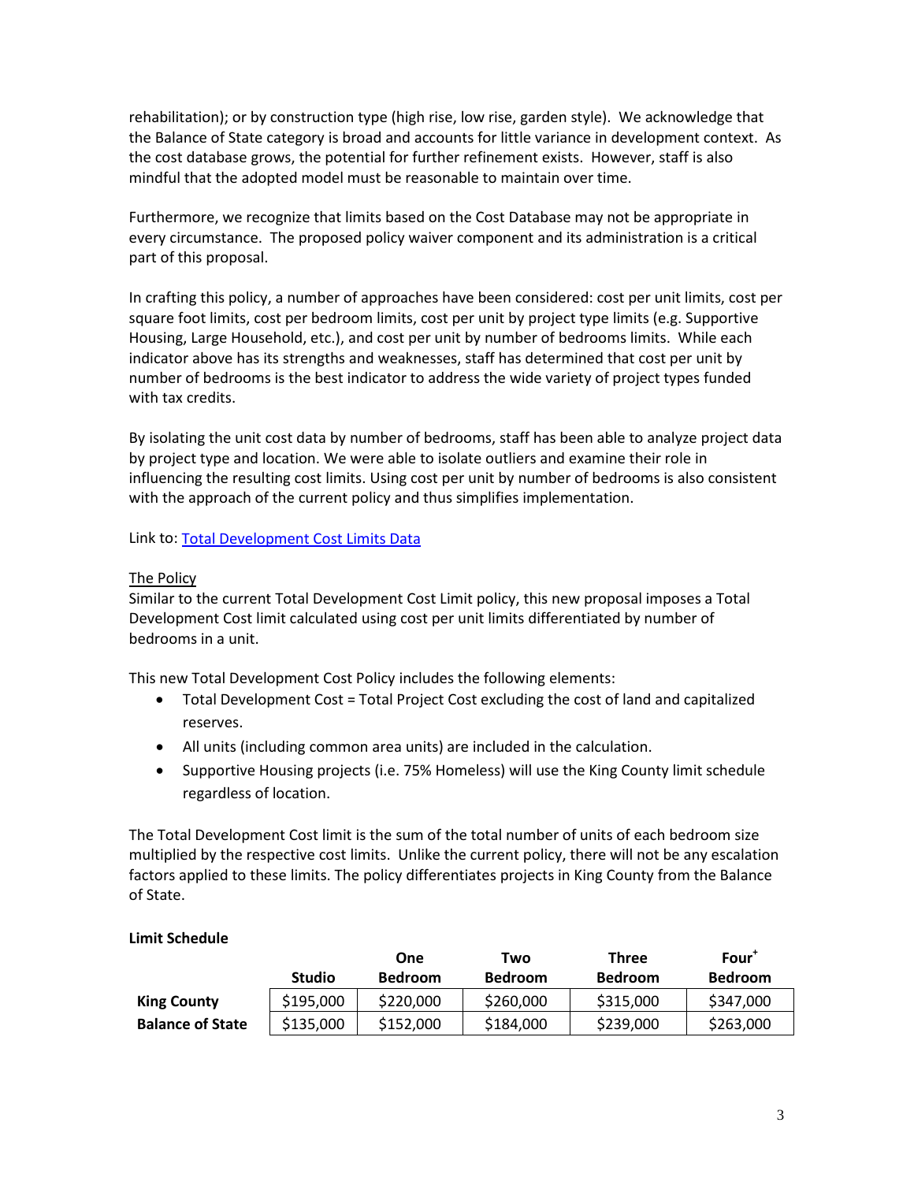rehabilitation); or by construction type (high rise, low rise, garden style). We acknowledge that the Balance of State category is broad and accounts for little variance in development context. As the cost database grows, the potential for further refinement exists. However, staff is also mindful that the adopted model must be reasonable to maintain over time.

Furthermore, we recognize that limits based on the Cost Database may not be appropriate in every circumstance. The proposed policy waiver component and its administration is a critical part of this proposal.

In crafting this policy, a number of approaches have been considered: cost per unit limits, cost per square foot limits, cost per bedroom limits, cost per unit by project type limits (e.g. Supportive Housing, Large Household, etc.), and cost per unit by number of bedrooms limits. While each indicator above has its strengths and weaknesses, staff has determined that cost per unit by number of bedrooms is the best indicator to address the wide variety of project types funded with tax credits.

By isolating the unit cost data by number of bedrooms, staff has been able to analyze project data by project type and location. We were able to isolate outliers and examine their role in influencing the resulting cost limits. Using cost per unit by number of bedrooms is also consistent with the approach of the current policy and thus simplifies implementation.

Link to: Total Development Cost Limits Data

The Policy

Similar to the current Total Development Cost Limit policy, this new proposal imposes a Total Development Cost limit calculated using cost per unit limits differentiated by number of bedrooms in a unit.

This new Total Development Cost Policy includes the following elements:

- Total Development Cost = Total Project Cost excluding the cost of land and capitalized reserves.
- All units (including common area units) are included in the calculation.
- Supportive Housing projects (i.e. 75% Homeless) will use the King County limit schedule regardless of location.

The Total Development Cost limit is the sum of the total number of units of each bedroom size multiplied by the respective cost limits. Unlike the current policy, there will not be any escalation factors applied to these limits. The policy differentiates projects in King County from the Balance of State.

**Limit Schedule**

| | Studio | One Bedroom | Two Bedroom | Three Bedroom | Four+ Bedroom |
|---|---|---|---|---|---|
| **King County** | \$195,000 | \$220,000 | \$260,000 | \$315,000 | \$347,000 |
| **Balance of State** | \$135,000 | \$152,000 | \$184,000 | \$239,000 | \$263,000 |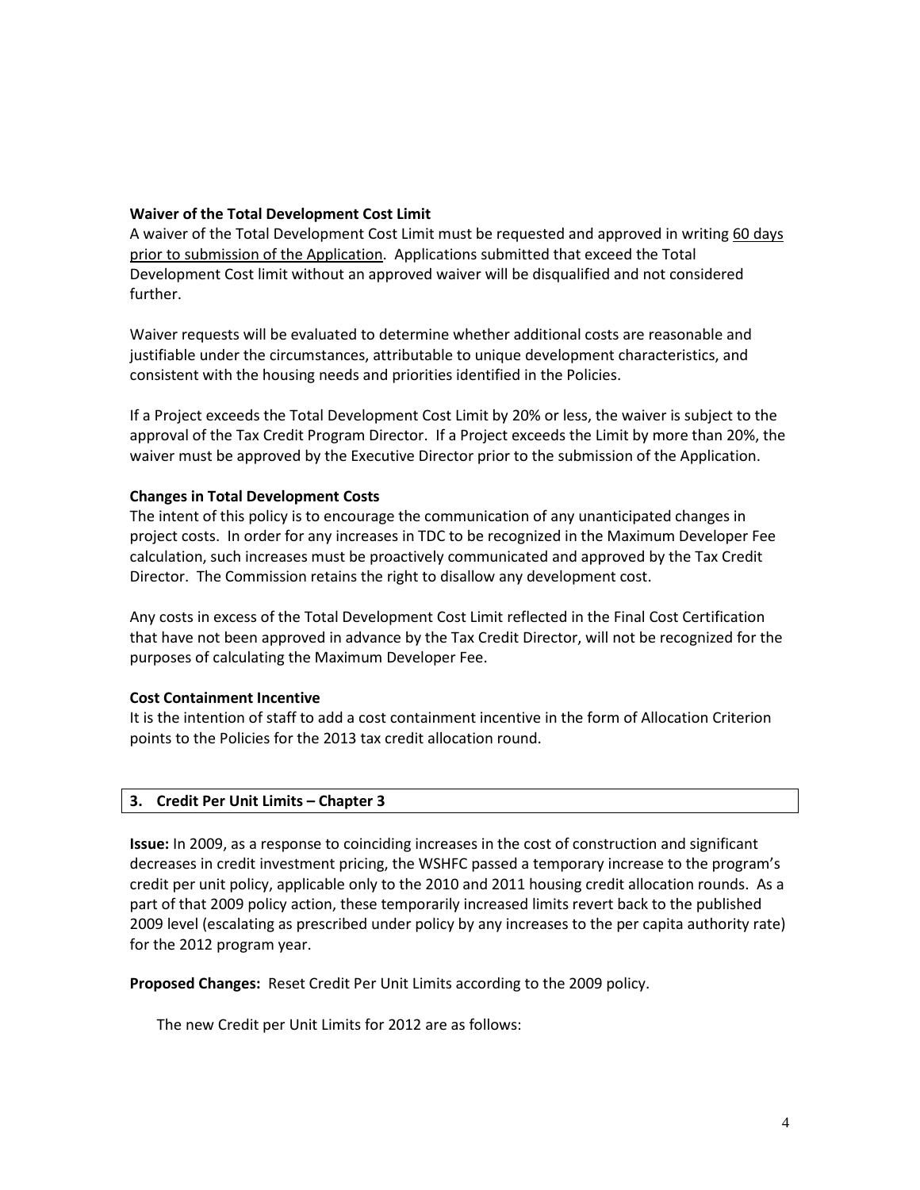**Waiver of the Total Development Cost Limit**

A waiver of the Total Development Cost Limit must be requested and approved in writing 60 days prior to submission of the Application. Applications submitted that exceed the Total Development Cost limit without an approved waiver will be disqualified and not considered further.

Waiver requests will be evaluated to determine whether additional costs are reasonable and justifiable under the circumstances, attributable to unique development characteristics, and consistent with the housing needs and priorities identified in the Policies.

If a Project exceeds the Total Development Cost Limit by 20% or less, the waiver is subject to the approval of the Tax Credit Program Director. If a Project exceeds the Limit by more than 20%, the waiver must be approved by the Executive Director prior to the submission of the Application.

**Changes in Total Development Costs**

The intent of this policy is to encourage the communication of any unanticipated changes in project costs. In order for any increases in TDC to be recognized in the Maximum Developer Fee calculation, such increases must be proactively communicated and approved by the Tax Credit Director. The Commission retains the right to disallow any development cost.

Any costs in excess of the Total Development Cost Limit reflected in the Final Cost Certification that have not been approved in advance by the Tax Credit Director, will not be recognized for the purposes of calculating the Maximum Developer Fee.

**Cost Containment Incentive**

It is the intention of staff to add a cost containment incentive in the form of Allocation Criterion points to the Policies for the 2013 tax credit allocation round.

**3. Credit Per Unit Limits – Chapter 3**

**Issue:** In 2009, as a response to coinciding increases in the cost of construction and significant decreases in credit investment pricing, the WSHFC passed a temporary increase to the program's credit per unit policy, applicable only to the 2010 and 2011 housing credit allocation rounds. As a part of that 2009 policy action, these temporarily increased limits revert back to the published 2009 level (escalating as prescribed under policy by any increases to the per capita authority rate) for the 2012 program year.

**Proposed Changes:** Reset Credit Per Unit Limits according to the 2009 policy.

The new Credit per Unit Limits for 2012 are as follows: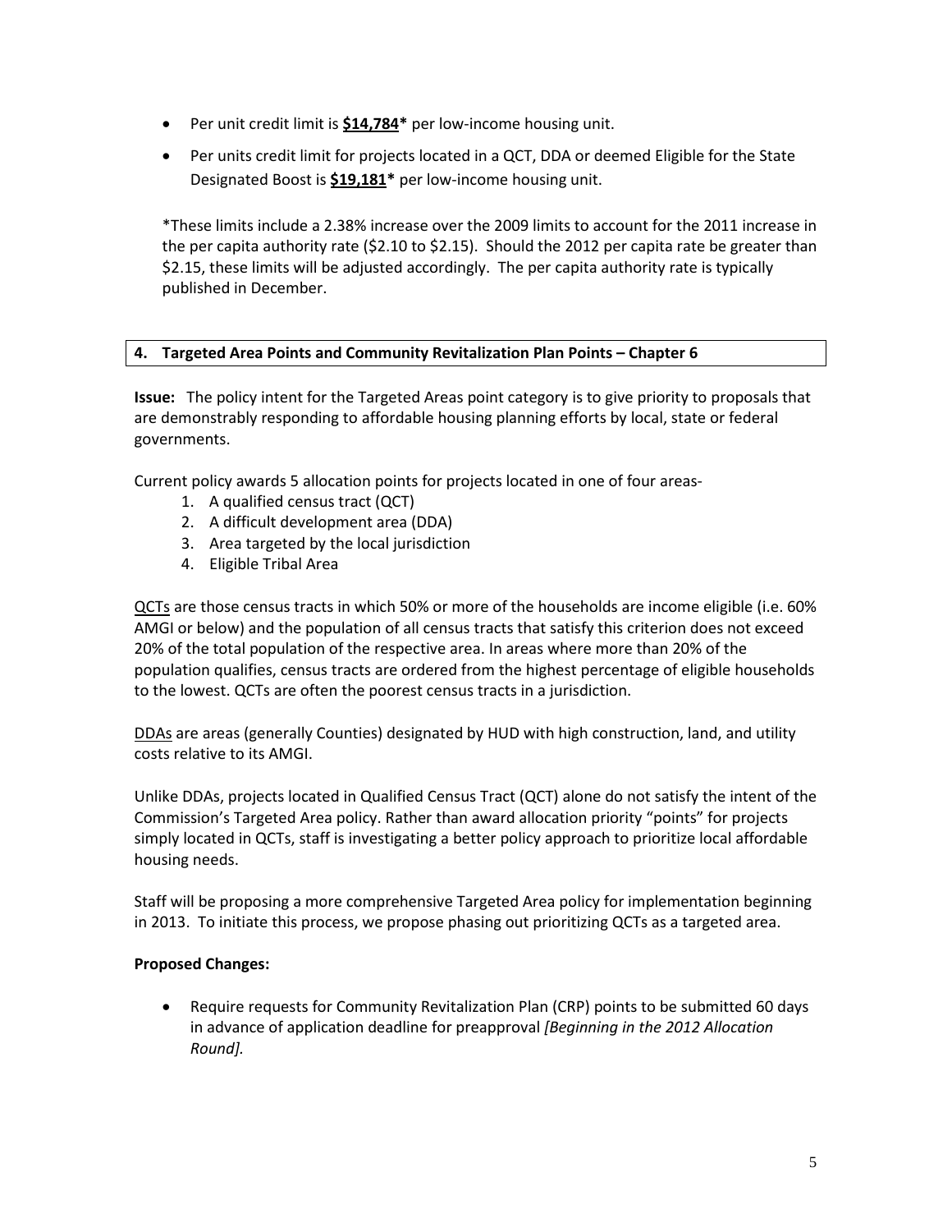- Per unit credit limit is **$14,784*** per low-income housing unit.
- Per units credit limit for projects located in a QCT, DDA or deemed Eligible for the State Designated Boost is **$19,181*** per low-income housing unit.

*These limits include a 2.38% increase over the 2009 limits to account for the 2011 increase in the per capita authority rate ($2.10 to $2.15). Should the 2012 per capita rate be greater than $2.15, these limits will be adjusted accordingly. The per capita authority rate is typically published in December.

### 4. Targeted Area Points and Community Revitalization Plan Points – Chapter 6

**Issue:** The policy intent for the Targeted Areas point category is to give priority to proposals that are demonstrably responding to affordable housing planning efforts by local, state or federal governments.

Current policy awards 5 allocation points for projects located in one of four areas-

1. A qualified census tract (QCT)
2. A difficult development area (DDA)
3. Area targeted by the local jurisdiction
4. Eligible Tribal Area

QCTs are those census tracts in which 50% or more of the households are income eligible (i.e. 60% AMGI or below) and the population of all census tracts that satisfy this criterion does not exceed 20% of the total population of the respective area. In areas where more than 20% of the population qualifies, census tracts are ordered from the highest percentage of eligible households to the lowest. QCTs are often the poorest census tracts in a jurisdiction.

DDAs are areas (generally Counties) designated by HUD with high construction, land, and utility costs relative to its AMGI.

Unlike DDAs, projects located in Qualified Census Tract (QCT) alone do not satisfy the intent of the Commission's Targeted Area policy. Rather than award allocation priority "points" for projects simply located in QCTs, staff is investigating a better policy approach to prioritize local affordable housing needs.

Staff will be proposing a more comprehensive Targeted Area policy for implementation beginning in 2013. To initiate this process, we propose phasing out prioritizing QCTs as a targeted area.

**Proposed Changes:**

- Require requests for Community Revitalization Plan (CRP) points to be submitted 60 days in advance of application deadline for preapproval *[Beginning in the 2012 Allocation Round].*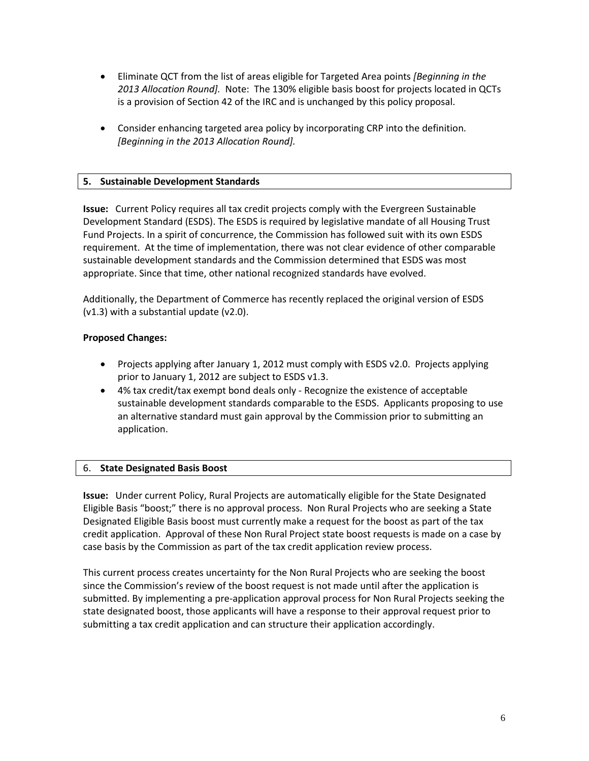- Eliminate QCT from the list of areas eligible for Targeted Area points *[Beginning in the 2013 Allocation Round].* Note: The 130% eligible basis boost for projects located in QCTs is a provision of Section 42 of the IRC and is unchanged by this policy proposal.

- Consider enhancing targeted area policy by incorporating CRP into the definition. *[Beginning in the 2013 Allocation Round].*

## 5. Sustainable Development Standards

**Issue:** Current Policy requires all tax credit projects comply with the Evergreen Sustainable Development Standard (ESDS). The ESDS is required by legislative mandate of all Housing Trust Fund Projects. In a spirit of concurrence, the Commission has followed suit with its own ESDS requirement. At the time of implementation, there was not clear evidence of other comparable sustainable development standards and the Commission determined that ESDS was most appropriate. Since that time, other national recognized standards have evolved.

Additionally, the Department of Commerce has recently replaced the original version of ESDS (v1.3) with a substantial update (v2.0).

**Proposed Changes:**

- Projects applying after January 1, 2012 must comply with ESDS v2.0. Projects applying prior to January 1, 2012 are subject to ESDS v1.3.
- 4% tax credit/tax exempt bond deals only - Recognize the existence of acceptable sustainable development standards comparable to the ESDS. Applicants proposing to use an alternative standard must gain approval by the Commission prior to submitting an application.

## 6. State Designated Basis Boost

**Issue:** Under current Policy, Rural Projects are automatically eligible for the State Designated Eligible Basis "boost;" there is no approval process. Non Rural Projects who are seeking a State Designated Eligible Basis boost must currently make a request for the boost as part of the tax credit application. Approval of these Non Rural Project state boost requests is made on a case by case basis by the Commission as part of the tax credit application review process.

This current process creates uncertainty for the Non Rural Projects who are seeking the boost since the Commission's review of the boost request is not made until after the application is submitted. By implementing a pre-application approval process for Non Rural Projects seeking the state designated boost, those applicants will have a response to their approval request prior to submitting a tax credit application and can structure their application accordingly.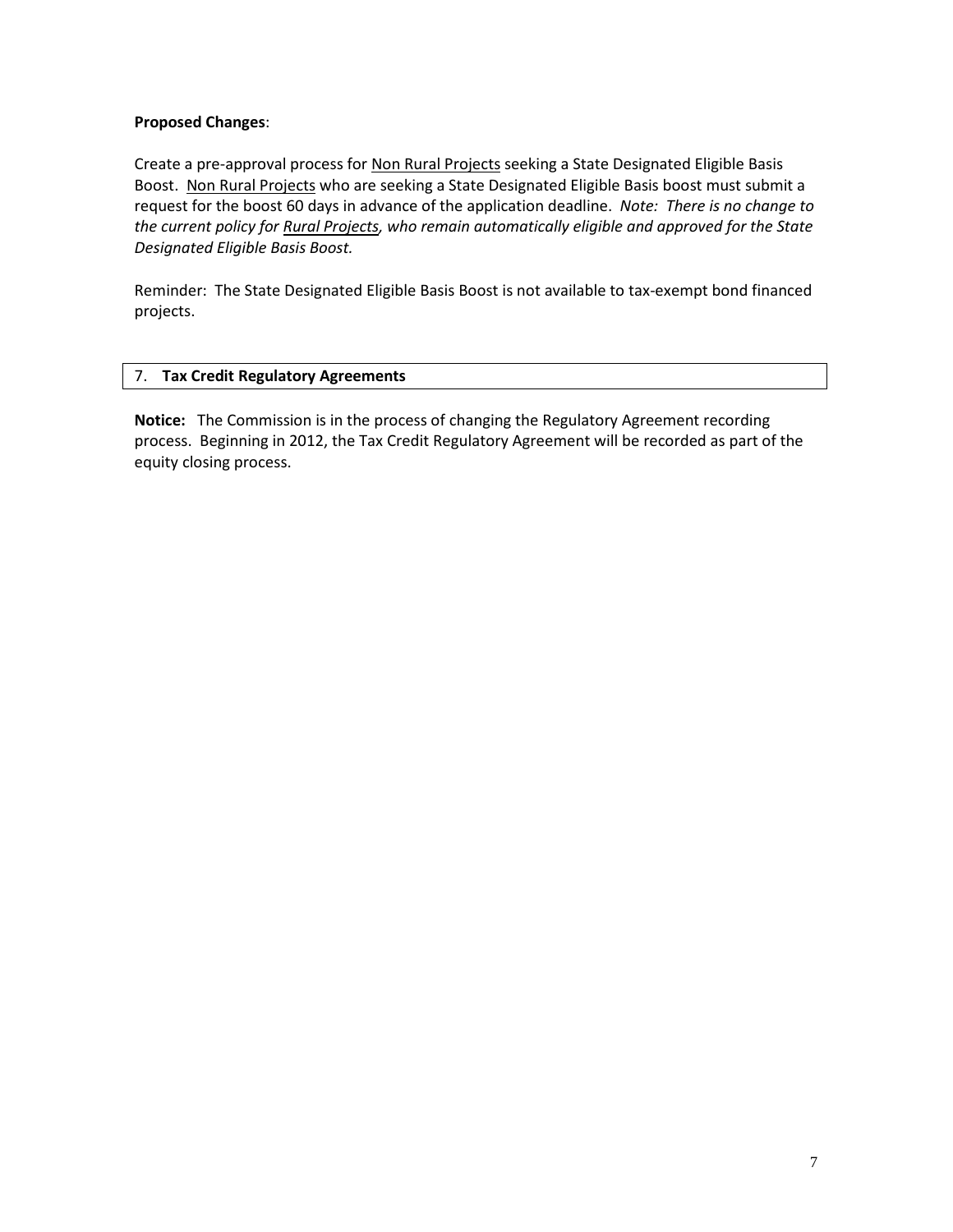**Proposed Changes**:

Create a pre-approval process for <u>Non Rural Projects</u> seeking a State Designated Eligible Basis Boost. <u>Non Rural Projects</u> who are seeking a State Designated Eligible Basis boost must submit a request for the boost 60 days in advance of the application deadline. *Note: There is no change to the current policy for <u>Rural Projects</u>, who remain automatically eligible and approved for the State Designated Eligible Basis Boost.*

Reminder: The State Designated Eligible Basis Boost is not available to tax-exempt bond financed projects.

## 7. **Tax Credit Regulatory Agreements**

**Notice:** The Commission is in the process of changing the Regulatory Agreement recording process. Beginning in 2012, the Tax Credit Regulatory Agreement will be recorded as part of the equity closing process.